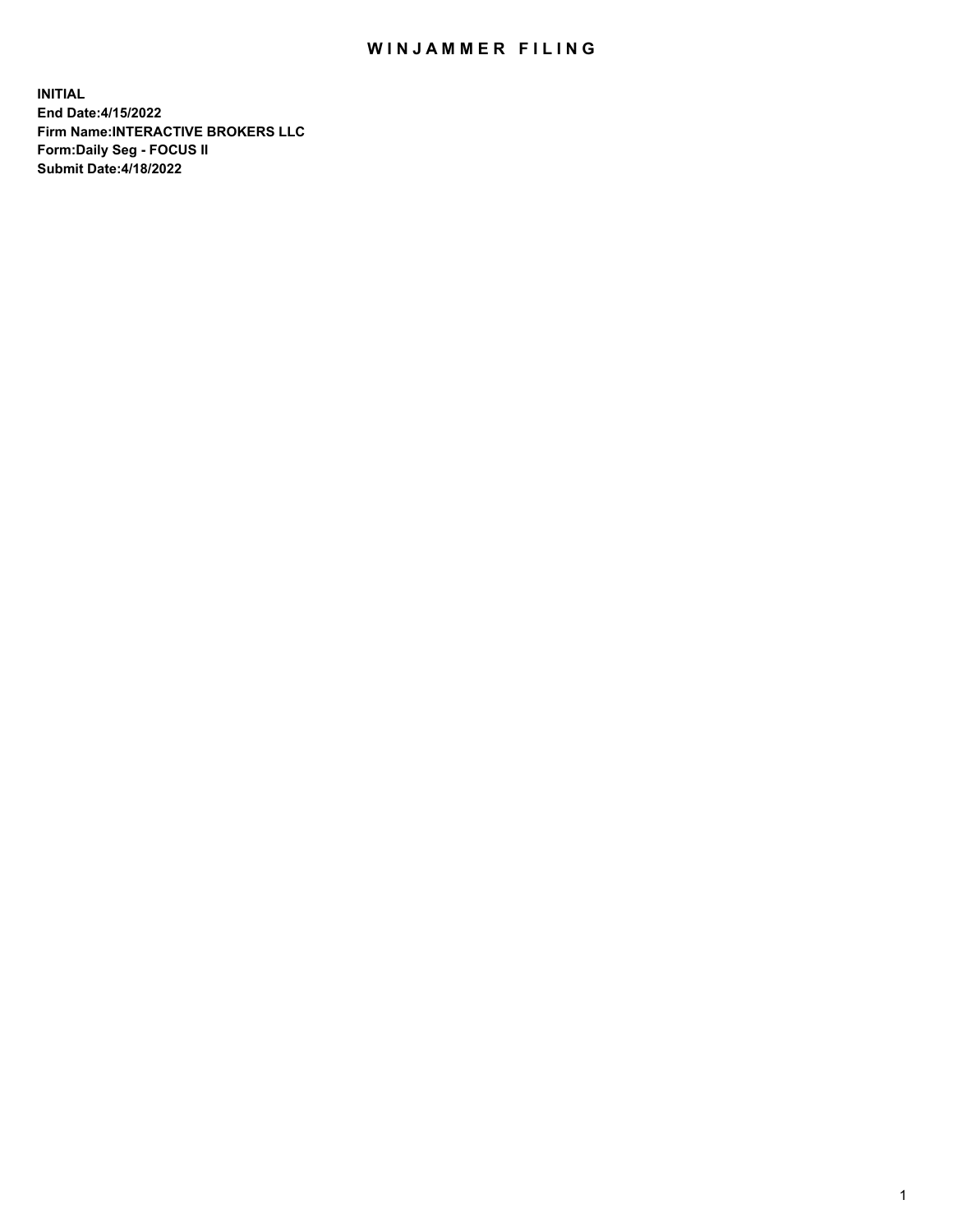# WINJAMMER FILING

**INITIAL**
**End Date:4/15/2022**
**Firm Name:INTERACTIVE BROKERS LLC**
**Form:Daily Seg - FOCUS II**
**Submit Date:4/18/2022**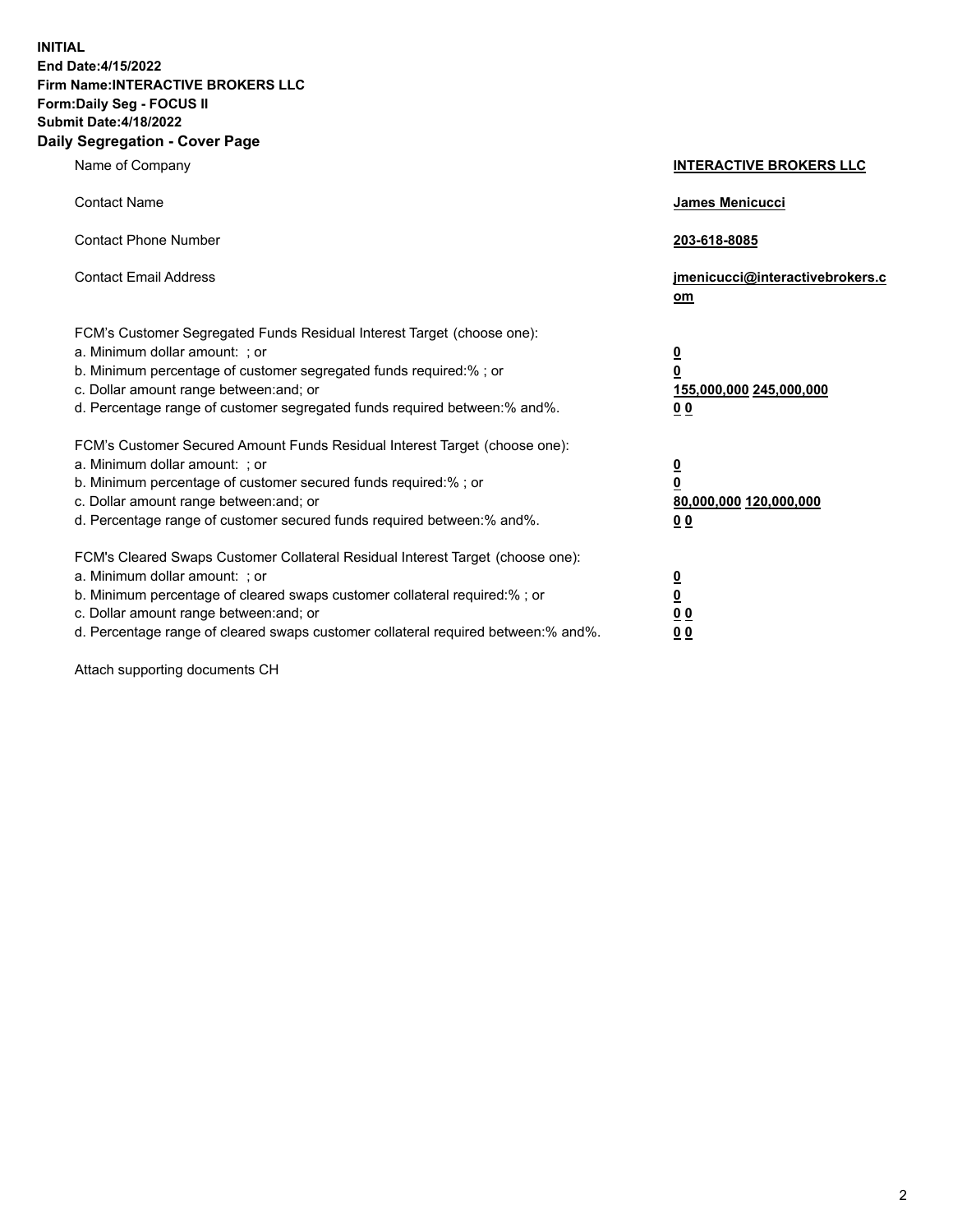**INITIAL**
**End Date:4/15/2022**
**Firm Name:INTERACTIVE BROKERS LLC**
**Form:Daily Seg - FOCUS II**
**Submit Date:4/18/2022**

## Daily Segregation - Cover Page

| | |
|---|---|
| Name of Company | **INTERACTIVE BROKERS LLC** |
| Contact Name | **James Menicucci** |
| Contact Phone Number | **203-618-8085** |
| Contact Email Address | **jmenicucci@interactivebrokers.com** |

FCM's Customer Segregated Funds Residual Interest Target (choose one):

| | |
|---|---|
| a. Minimum dollar amount: ; or | **0** |
| b. Minimum percentage of customer segregated funds required:% ; or | **0** |
| c. Dollar amount range between:and; or | **155,000,000** **245,000,000** |
| d. Percentage range of customer segregated funds required between:% and%. | **0** **0** |

FCM's Customer Secured Amount Funds Residual Interest Target (choose one):

| | |
|---|---|
| a. Minimum dollar amount: ; or | **0** |
| b. Minimum percentage of customer secured funds required:% ; or | **0** |
| c. Dollar amount range between:and; or | **80,000,000** **120,000,000** |
| d. Percentage range of customer secured funds required between:% and%. | **0** **0** |

FCM's Cleared Swaps Customer Collateral Residual Interest Target (choose one):

| | |
|---|---|
| a. Minimum dollar amount: ; or | **0** |
| b. Minimum percentage of cleared swaps customer collateral required:% ; or | **0** |
| c. Dollar amount range between:and; or | **0** **0** |
| d. Percentage range of cleared swaps customer collateral required between:% and%. | **0** **0** |

Attach supporting documents CH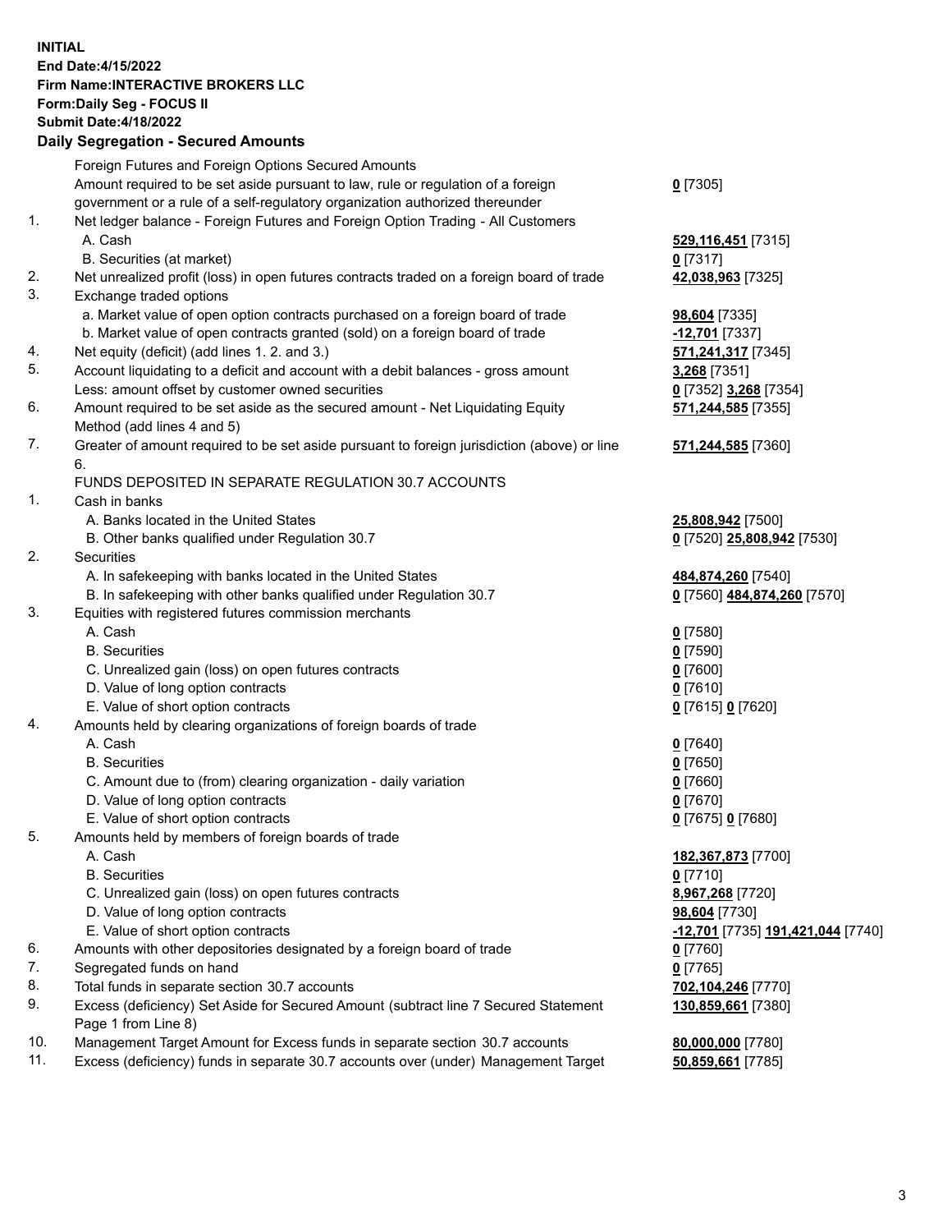**INITIAL**
**End Date:4/15/2022**
**Firm Name:INTERACTIVE BROKERS LLC**
**Form:Daily Seg - FOCUS II**
**Submit Date:4/18/2022**

## Daily Segregation - Secured Amounts

| | | |
|---|---|---|
| | Foreign Futures and Foreign Options Secured Amounts | |
| | Amount required to be set aside pursuant to law, rule or regulation of a foreign government or a rule of a self-regulatory organization authorized thereunder | **0** [7305] |
| 1. | Net ledger balance - Foreign Futures and Foreign Option Trading - All Customers | |
| | A. Cash | **529,116,451** [7315] |
| | B. Securities (at market) | **0** [7317] |
| 2. | Net unrealized profit (loss) in open futures contracts traded on a foreign board of trade | **42,038,963** [7325] |
| 3. | Exchange traded options | |
| | a. Market value of open option contracts purchased on a foreign board of trade | **98,604** [7335] |
| | b. Market value of open contracts granted (sold) on a foreign board of trade | **-12,701** [7337] |
| 4. | Net equity (deficit) (add lines 1. 2. and 3.) | **571,241,317** [7345] |
| 5. | Account liquidating to a deficit and account with a debit balances - gross amount | **3,268** [7351] |
| | Less: amount offset by customer owned securities | **0** [7352] **3,268** [7354] |
| 6. | Amount required to be set aside as the secured amount - Net Liquidating Equity Method (add lines 4 and 5) | **571,244,585** [7355] |
| 7. | Greater of amount required to be set aside pursuant to foreign jurisdiction (above) or line 6. | **571,244,585** [7360] |
| | FUNDS DEPOSITED IN SEPARATE REGULATION 30.7 ACCOUNTS | |
| 1. | Cash in banks | |
| | A. Banks located in the United States | **25,808,942** [7500] |
| | B. Other banks qualified under Regulation 30.7 | **0** [7520] **25,808,942** [7530] |
| 2. | Securities | |
| | A. In safekeeping with banks located in the United States | **484,874,260** [7540] |
| | B. In safekeeping with other banks qualified under Regulation 30.7 | **0** [7560] **484,874,260** [7570] |
| 3. | Equities with registered futures commission merchants | |
| | A. Cash | **0** [7580] |
| | B. Securities | **0** [7590] |
| | C. Unrealized gain (loss) on open futures contracts | **0** [7600] |
| | D. Value of long option contracts | **0** [7610] |
| | E. Value of short option contracts | **0** [7615] **0** [7620] |
| 4. | Amounts held by clearing organizations of foreign boards of trade | |
| | A. Cash | **0** [7640] |
| | B. Securities | **0** [7650] |
| | C. Amount due to (from) clearing organization - daily variation | **0** [7660] |
| | D. Value of long option contracts | **0** [7670] |
| | E. Value of short option contracts | **0** [7675] **0** [7680] |
| 5. | Amounts held by members of foreign boards of trade | |
| | A. Cash | **182,367,873** [7700] |
| | B. Securities | **0** [7710] |
| | C. Unrealized gain (loss) on open futures contracts | **8,967,268** [7720] |
| | D. Value of long option contracts | **98,604** [7730] |
| | E. Value of short option contracts | **-12,701** [7735] **191,421,044** [7740] |
| 6. | Amounts with other depositories designated by a foreign board of trade | **0** [7760] |
| 7. | Segregated funds on hand | **0** [7765] |
| 8. | Total funds in separate section 30.7 accounts | **702,104,246** [7770] |
| 9. | Excess (deficiency) Set Aside for Secured Amount (subtract line 7 Secured Statement Page 1 from Line 8) | **130,859,661** [7380] |
| 10. | Management Target Amount for Excess funds in separate section 30.7 accounts | **80,000,000** [7780] |
| 11. | Excess (deficiency) funds in separate 30.7 accounts over (under) Management Target | **50,859,661** [7785] |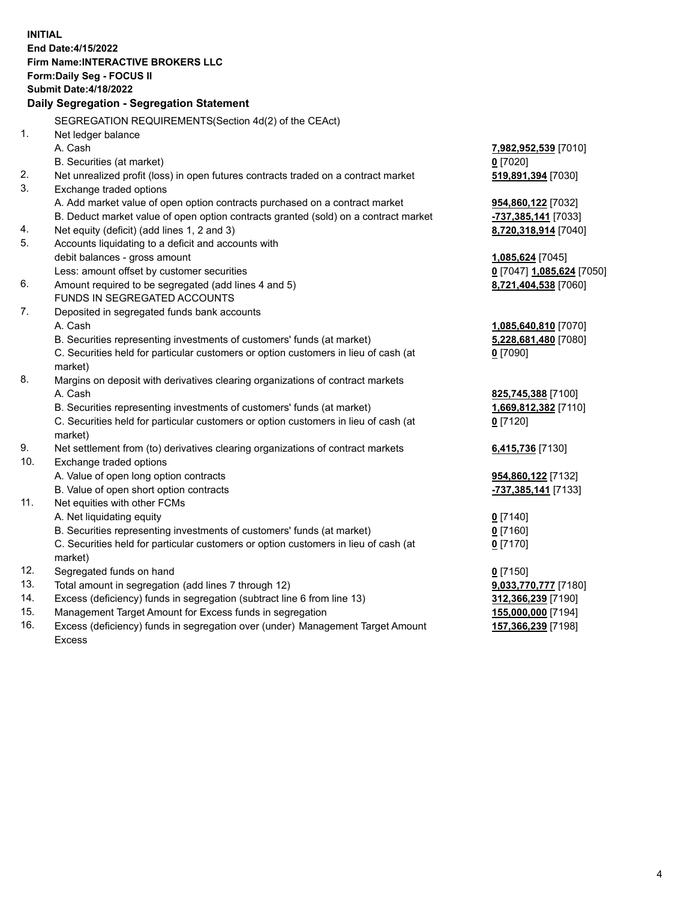**INITIAL**
**End Date:4/15/2022**
**Firm Name:INTERACTIVE BROKERS LLC**
**Form:Daily Seg - FOCUS II**
**Submit Date:4/18/2022**

## Daily Segregation - Segregation Statement

SEGREGATION REQUIREMENTS(Section 4d(2) of the CEAct)

| | | |
|---|---|---|
| 1. | Net ledger balance | |
| | A. Cash | **7,982,952,539** [7010] |
| | B. Securities (at market) | **0** [7020] |
| 2. | Net unrealized profit (loss) in open futures contracts traded on a contract market | **519,891,394** [7030] |
| 3. | Exchange traded options | |
| | A. Add market value of open option contracts purchased on a contract market | **954,860,122** [7032] |
| | B. Deduct market value of open option contracts granted (sold) on a contract market | **-737,385,141** [7033] |
| 4. | Net equity (deficit) (add lines 1, 2 and 3) | **8,720,318,914** [7040] |
| 5. | Accounts liquidating to a deficit and accounts with debit balances - gross amount | **1,085,624** [7045] |
| | Less: amount offset by customer securities | **0** [7047] **1,085,624** [7050] |
| 6. | Amount required to be segregated (add lines 4 and 5) | **8,721,404,538** [7060] |
| | FUNDS IN SEGREGATED ACCOUNTS | |
| 7. | Deposited in segregated funds bank accounts | |
| | A. Cash | **1,085,640,810** [7070] |
| | B. Securities representing investments of customers' funds (at market) | **5,228,681,480** [7080] |
| | C. Securities held for particular customers or option customers in lieu of cash (at market) | **0** [7090] |
| 8. | Margins on deposit with derivatives clearing organizations of contract markets | |
| | A. Cash | **825,745,388** [7100] |
| | B. Securities representing investments of customers' funds (at market) | **1,669,812,382** [7110] |
| | C. Securities held for particular customers or option customers in lieu of cash (at market) | **0** [7120] |
| 9. | Net settlement from (to) derivatives clearing organizations of contract markets | **6,415,736** [7130] |
| 10. | Exchange traded options | |
| | A. Value of open long option contracts | **954,860,122** [7132] |
| | B. Value of open short option contracts | **-737,385,141** [7133] |
| 11. | Net equities with other FCMs | |
| | A. Net liquidating equity | **0** [7140] |
| | B. Securities representing investments of customers' funds (at market) | **0** [7160] |
| | C. Securities held for particular customers or option customers in lieu of cash (at market) | **0** [7170] |
| 12. | Segregated funds on hand | **0** [7150] |
| 13. | Total amount in segregation (add lines 7 through 12) | **9,033,770,777** [7180] |
| 14. | Excess (deficiency) funds in segregation (subtract line 6 from line 13) | **312,366,239** [7190] |
| 15. | Management Target Amount for Excess funds in segregation | **155,000,000** [7194] |
| 16. | Excess (deficiency) funds in segregation over (under) Management Target Amount Excess | **157,366,239** [7198] |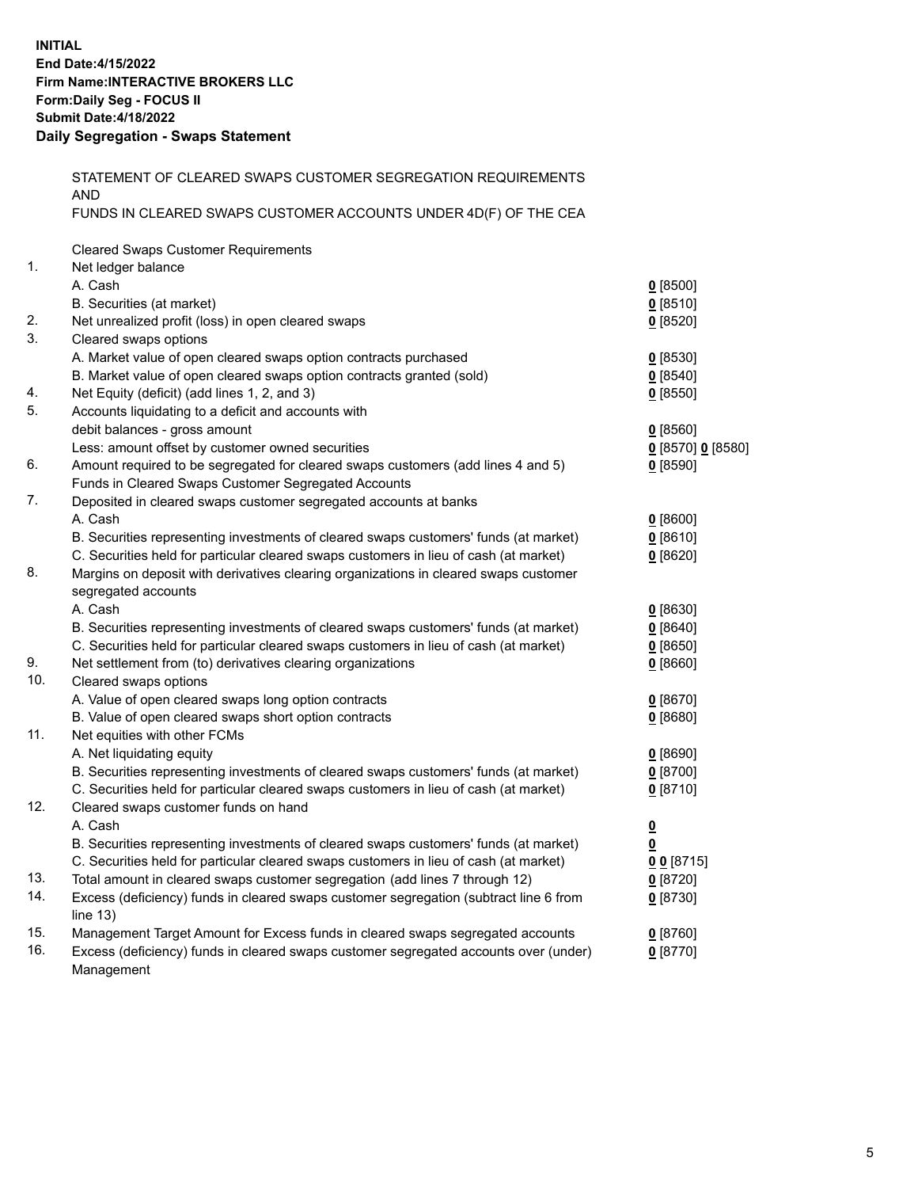**INITIAL**
**End Date:4/15/2022**
**Firm Name:INTERACTIVE BROKERS LLC**
**Form:Daily Seg - FOCUS II**
**Submit Date:4/18/2022**
**Daily Segregation - Swaps Statement**

STATEMENT OF CLEARED SWAPS CUSTOMER SEGREGATION REQUIREMENTS AND FUNDS IN CLEARED SWAPS CUSTOMER ACCOUNTS UNDER 4D(F) OF THE CEA

| | | |
|---|---|---|
| | Cleared Swaps Customer Requirements | |
| 1. | Net ledger balance | |
| | A. Cash | 0 [8500] |
| | B. Securities (at market) | 0 [8510] |
| 2. | Net unrealized profit (loss) in open cleared swaps | 0 [8520] |
| 3. | Cleared swaps options | |
| | A. Market value of open cleared swaps option contracts purchased | 0 [8530] |
| | B. Market value of open cleared swaps option contracts granted (sold) | 0 [8540] |
| 4. | Net Equity (deficit) (add lines 1, 2, and 3) | 0 [8550] |
| 5. | Accounts liquidating to a deficit and accounts with debit balances - gross amount | 0 [8560] |
| | Less: amount offset by customer owned securities | 0 [8570] 0 [8580] |
| 6. | Amount required to be segregated for cleared swaps customers (add lines 4 and 5) | 0 [8590] |
| | Funds in Cleared Swaps Customer Segregated Accounts | |
| 7. | Deposited in cleared swaps customer segregated accounts at banks | |
| | A. Cash | 0 [8600] |
| | B. Securities representing investments of cleared swaps customers' funds (at market) | 0 [8610] |
| | C. Securities held for particular cleared swaps customers in lieu of cash (at market) | 0 [8620] |
| 8. | Margins on deposit with derivatives clearing organizations in cleared swaps customer segregated accounts | |
| | A. Cash | 0 [8630] |
| | B. Securities representing investments of cleared swaps customers' funds (at market) | 0 [8640] |
| | C. Securities held for particular cleared swaps customers in lieu of cash (at market) | 0 [8650] |
| 9. | Net settlement from (to) derivatives clearing organizations | 0 [8660] |
| 10. | Cleared swaps options | |
| | A. Value of open cleared swaps long option contracts | 0 [8670] |
| | B. Value of open cleared swaps short option contracts | 0 [8680] |
| 11. | Net equities with other FCMs | |
| | A. Net liquidating equity | 0 [8690] |
| | B. Securities representing investments of cleared swaps customers' funds (at market) | 0 [8700] |
| | C. Securities held for particular cleared swaps customers in lieu of cash (at market) | 0 [8710] |
| 12. | Cleared swaps customer funds on hand | |
| | A. Cash | 0 |
| | B. Securities representing investments of cleared swaps customers' funds (at market) | 0 |
| | C. Securities held for particular cleared swaps customers in lieu of cash (at market) | 0 0 [8715] |
| 13. | Total amount in cleared swaps customer segregation (add lines 7 through 12) | 0 [8720] |
| 14. | Excess (deficiency) funds in cleared swaps customer segregation (subtract line 6 from line 13) | 0 [8730] |
| 15. | Management Target Amount for Excess funds in cleared swaps segregated accounts | 0 [8760] |
| 16. | Excess (deficiency) funds in cleared swaps customer segregated accounts over (under) Management | 0 [8770] |